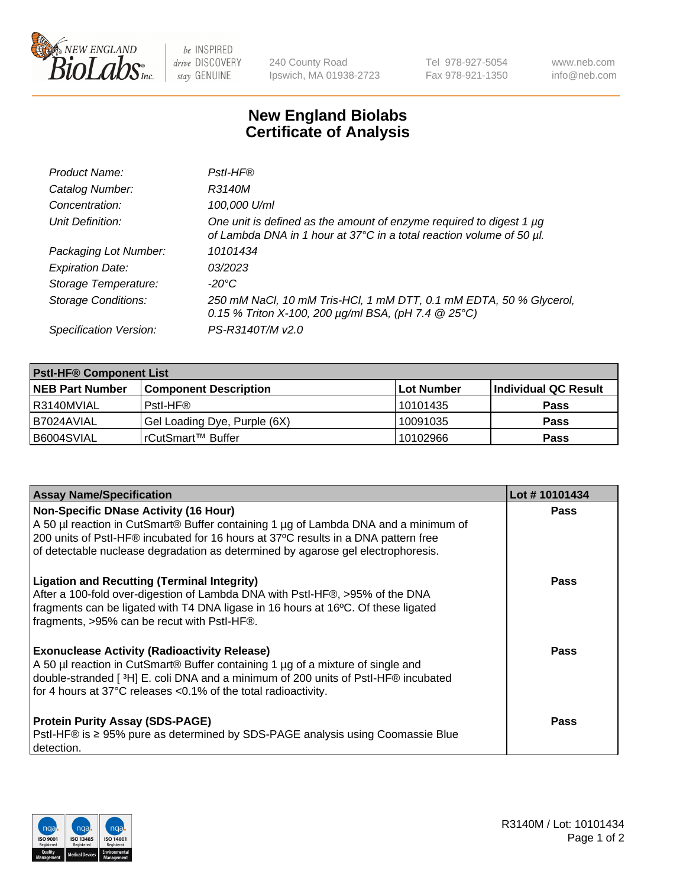# New England Biolabs
# Certificate of Analysis

| | |
|---|---|
| *Product Name:* | *PstI-HF®* |
| *Catalog Number:* | *R3140M* |
| *Concentration:* | *100,000 U/ml* |
| *Unit Definition:* | *One unit is defined as the amount of enzyme required to digest 1 µg of Lambda DNA in 1 hour at 37°C in a total reaction volume of 50 µl.* |
| *Packaging Lot Number:* | *10101434* |
| *Expiration Date:* | *03/2023* |
| *Storage Temperature:* | *-20°C* |
| *Storage Conditions:* | *250 mM NaCl, 10 mM Tris-HCl, 1 mM DTT, 0.1 mM EDTA, 50 % Glycerol, 0.15 % Triton X-100, 200 µg/ml BSA, (pH 7.4 @ 25°C)* |
| *Specification Version:* | *PS-R3140T/M v2.0* |

| PstI-HF® Component List | | | |
|---|---|---|---|
| **NEB Part Number** | **Component Description** | **Lot Number** | **Individual QC Result** |
| R3140MVIAL | PstI-HF® | 10101435 | **Pass** |
| B7024AVIAL | Gel Loading Dye, Purple (6X) | 10091035 | **Pass** |
| B6004SVIAL | rCutSmart™ Buffer | 10102966 | **Pass** |

| Assay Name/Specification | Lot # 10101434 |
|---|---|
| **Non-Specific DNase Activity (16 Hour)** A 50 µl reaction in CutSmart® Buffer containing 1 µg of Lambda DNA and a minimum of 200 units of PstI-HF® incubated for 16 hours at 37ºC results in a DNA pattern free of detectable nuclease degradation as determined by agarose gel electrophoresis. | **Pass** |
| **Ligation and Recutting (Terminal Integrity)** After a 100-fold over-digestion of Lambda DNA with PstI-HF®, >95% of the DNA fragments can be ligated with T4 DNA ligase in 16 hours at 16ºC. Of these ligated fragments, >95% can be recut with PstI-HF®. | **Pass** |
| **Exonuclease Activity (Radioactivity Release)** A 50 µl reaction in CutSmart® Buffer containing 1 µg of a mixture of single and double-stranded [ $^{3}$H] E. coli DNA and a minimum of 200 units of PstI-HF® incubated for 4 hours at 37°C releases <0.1% of the total radioactivity. | **Pass** |
| **Protein Purity Assay (SDS-PAGE)** PstI-HF® is ≥ 95% pure as determined by SDS-PAGE analysis using Coomassie Blue detection. | **Pass** |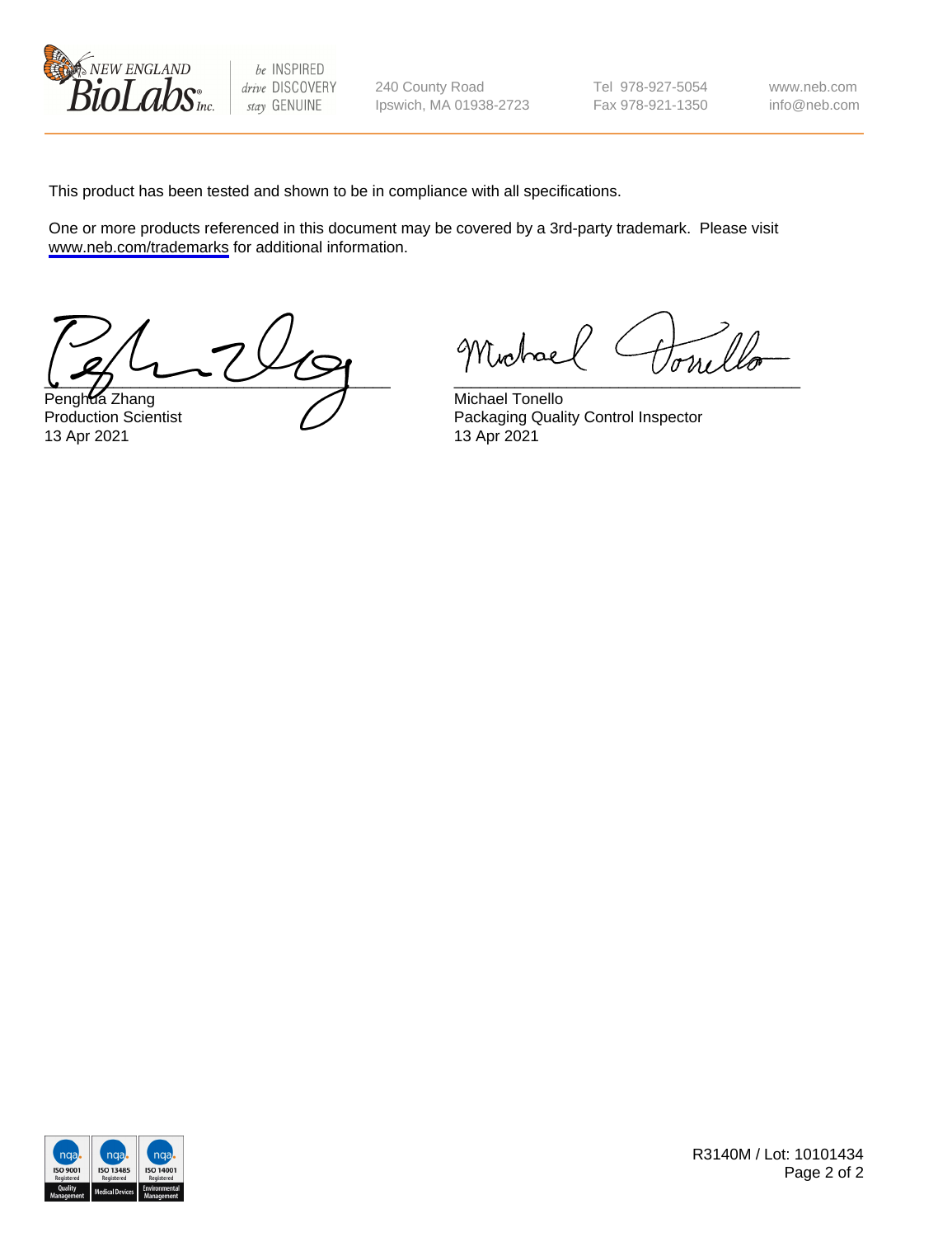This product has been tested and shown to be in compliance with all specifications.

One or more products referenced in this document may be covered by a 3rd-party trademark. Please visit www.neb.com/trademarks for additional information.

Penghua Zhang
Production Scientist
13 Apr 2021

Michael Tonello
Packaging Quality Control Inspector
13 Apr 2021

R3140M / Lot: 10101434